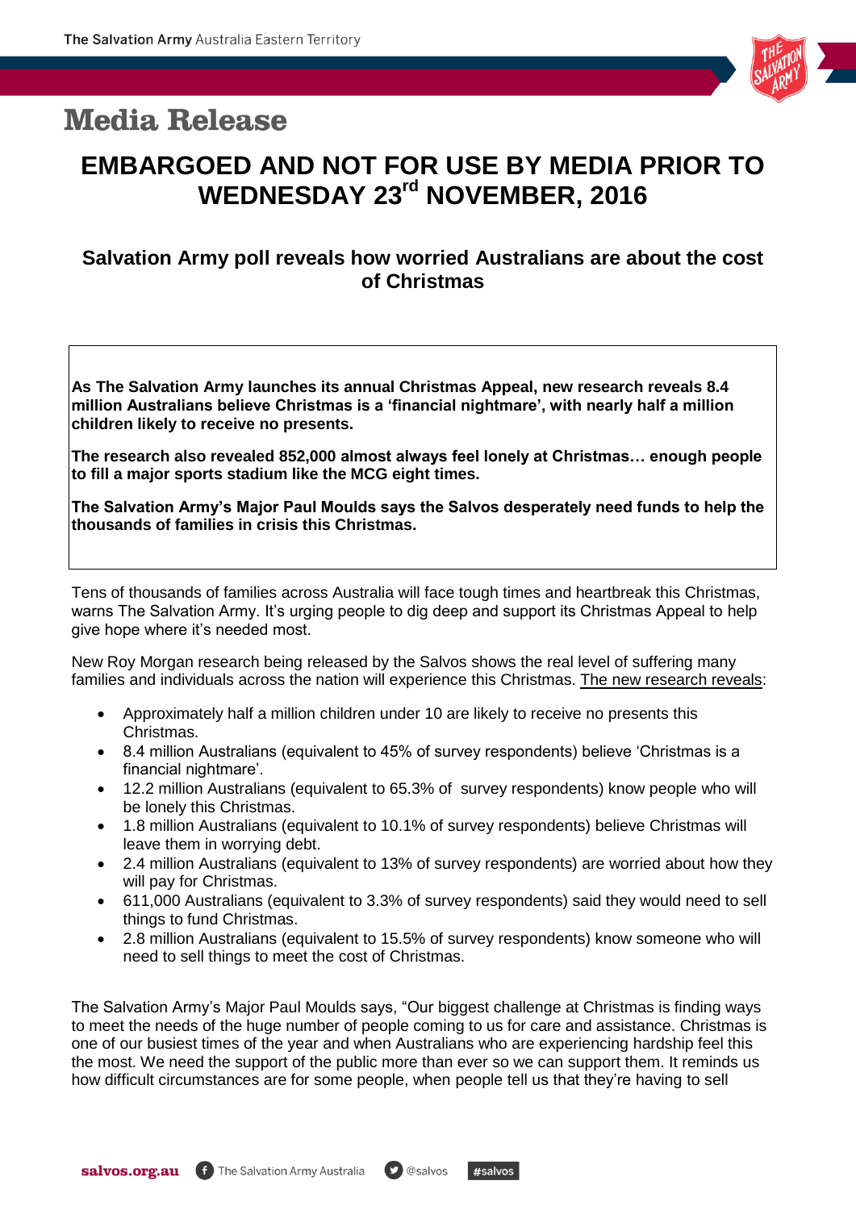# Media Release

## EMBARGOED AND NOT FOR USE BY MEDIA PRIOR TO WEDNESDAY 23rd NOVEMBER, 2016

### Salvation Army poll reveals how worried Australians are about the cost of Christmas

**As The Salvation Army launches its annual Christmas Appeal, new research reveals 8.4 million Australians believe Christmas is a 'financial nightmare', with nearly half a million children likely to receive no presents.**

**The research also revealed 852,000 almost always feel lonely at Christmas… enough people to fill a major sports stadium like the MCG eight times.**

**The Salvation Army's Major Paul Moulds says the Salvos desperately need funds to help the thousands of families in crisis this Christmas.**

Tens of thousands of families across Australia will face tough times and heartbreak this Christmas, warns The Salvation Army. It's urging people to dig deep and support its Christmas Appeal to help give hope where it's needed most.

New Roy Morgan research being released by the Salvos shows the real level of suffering many families and individuals across the nation will experience this Christmas. The new research reveals:

- Approximately half a million children under 10 are likely to receive no presents this Christmas.
- 8.4 million Australians (equivalent to 45% of survey respondents) believe 'Christmas is a financial nightmare'.
- 12.2 million Australians (equivalent to 65.3% of survey respondents) know people who will be lonely this Christmas.
- 1.8 million Australians (equivalent to 10.1% of survey respondents) believe Christmas will leave them in worrying debt.
- 2.4 million Australians (equivalent to 13% of survey respondents) are worried about how they will pay for Christmas.
- 611,000 Australians (equivalent to 3.3% of survey respondents) said they would need to sell things to fund Christmas.
- 2.8 million Australians (equivalent to 15.5% of survey respondents) know someone who will need to sell things to meet the cost of Christmas.

The Salvation Army's Major Paul Moulds says, "Our biggest challenge at Christmas is finding ways to meet the needs of the huge number of people coming to us for care and assistance. Christmas is one of our busiest times of the year and when Australians who are experiencing hardship feel this the most. We need the support of the public more than ever so we can support them. It reminds us how difficult circumstances are for some people, when people tell us that they're having to sell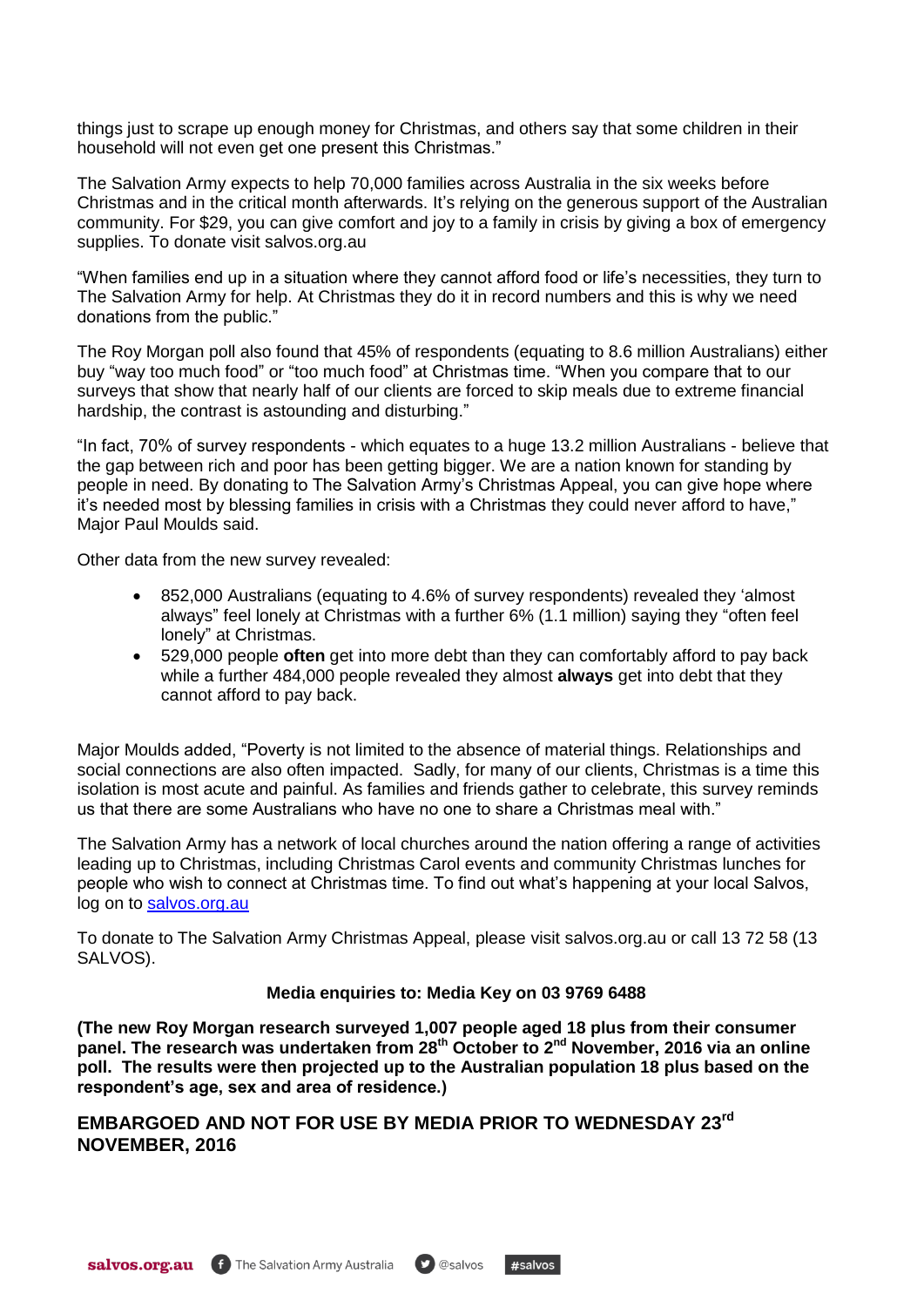things just to scrape up enough money for Christmas, and others say that some children in their household will not even get one present this Christmas."

The Salvation Army expects to help 70,000 families across Australia in the six weeks before Christmas and in the critical month afterwards. It's relying on the generous support of the Australian community. For $29, you can give comfort and joy to a family in crisis by giving a box of emergency supplies. To donate visit salvos.org.au

"When families end up in a situation where they cannot afford food or life's necessities, they turn to The Salvation Army for help. At Christmas they do it in record numbers and this is why we need donations from the public."

The Roy Morgan poll also found that 45% of respondents (equating to 8.6 million Australians) either buy "way too much food" or "too much food" at Christmas time. "When you compare that to our surveys that show that nearly half of our clients are forced to skip meals due to extreme financial hardship, the contrast is astounding and disturbing."

"In fact, 70% of survey respondents - which equates to a huge 13.2 million Australians - believe that the gap between rich and poor has been getting bigger. We are a nation known for standing by people in need. By donating to The Salvation Army's Christmas Appeal, you can give hope where it's needed most by blessing families in crisis with a Christmas they could never afford to have," Major Paul Moulds said.

Other data from the new survey revealed:

- 852,000 Australians (equating to 4.6% of survey respondents) revealed they 'almost always" feel lonely at Christmas with a further 6% (1.1 million) saying they "often feel lonely" at Christmas.
- 529,000 people **often** get into more debt than they can comfortably afford to pay back while a further 484,000 people revealed they almost **always** get into debt that they cannot afford to pay back.

Major Moulds added, "Poverty is not limited to the absence of material things. Relationships and social connections are also often impacted. Sadly, for many of our clients, Christmas is a time this isolation is most acute and painful. As families and friends gather to celebrate, this survey reminds us that there are some Australians who have no one to share a Christmas meal with."

The Salvation Army has a network of local churches around the nation offering a range of activities leading up to Christmas, including Christmas Carol events and community Christmas lunches for people who wish to connect at Christmas time. To find out what's happening at your local Salvos, log on to salvos.org.au

To donate to The Salvation Army Christmas Appeal, please visit salvos.org.au or call 13 72 58 (13 SALVOS).

**Media enquiries to: Media Key on 03 9769 6488**

**(The new Roy Morgan research surveyed 1,007 people aged 18 plus from their consumer panel. The research was undertaken from 28th October to 2nd November, 2016 via an online poll. The results were then projected up to the Australian population 18 plus based on the respondent's age, sex and area of residence.)**

**EMBARGOED AND NOT FOR USE BY MEDIA PRIOR TO WEDNESDAY 23rd NOVEMBER, 2016**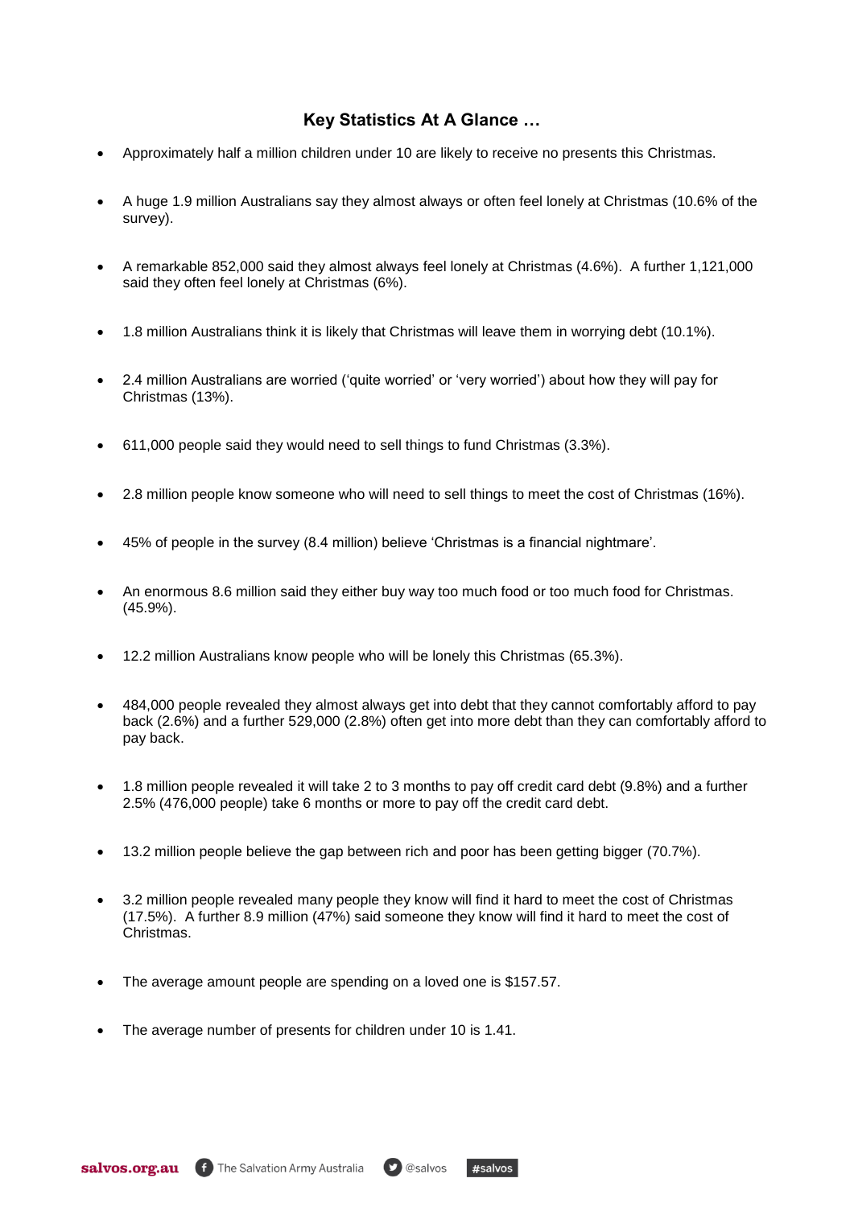## Key Statistics At A Glance …

- Approximately half a million children under 10 are likely to receive no presents this Christmas.
- A huge 1.9 million Australians say they almost always or often feel lonely at Christmas (10.6% of the survey).
- A remarkable 852,000 said they almost always feel lonely at Christmas (4.6%). A further 1,121,000 said they often feel lonely at Christmas (6%).
- 1.8 million Australians think it is likely that Christmas will leave them in worrying debt (10.1%).
- 2.4 million Australians are worried ('quite worried' or 'very worried') about how they will pay for Christmas (13%).
- 611,000 people said they would need to sell things to fund Christmas (3.3%).
- 2.8 million people know someone who will need to sell things to meet the cost of Christmas (16%).
- 45% of people in the survey (8.4 million) believe 'Christmas is a financial nightmare'.
- An enormous 8.6 million said they either buy way too much food or too much food for Christmas. (45.9%).
- 12.2 million Australians know people who will be lonely this Christmas (65.3%).
- 484,000 people revealed they almost always get into debt that they cannot comfortably afford to pay back (2.6%) and a further 529,000 (2.8%) often get into more debt than they can comfortably afford to pay back.
- 1.8 million people revealed it will take 2 to 3 months to pay off credit card debt (9.8%) and a further 2.5% (476,000 people) take 6 months or more to pay off the credit card debt.
- 13.2 million people believe the gap between rich and poor has been getting bigger (70.7%).
- 3.2 million people revealed many people they know will find it hard to meet the cost of Christmas (17.5%). A further 8.9 million (47%) said someone they know will find it hard to meet the cost of Christmas.
- The average amount people are spending on a loved one is $157.57.
- The average number of presents for children under 10 is 1.41.